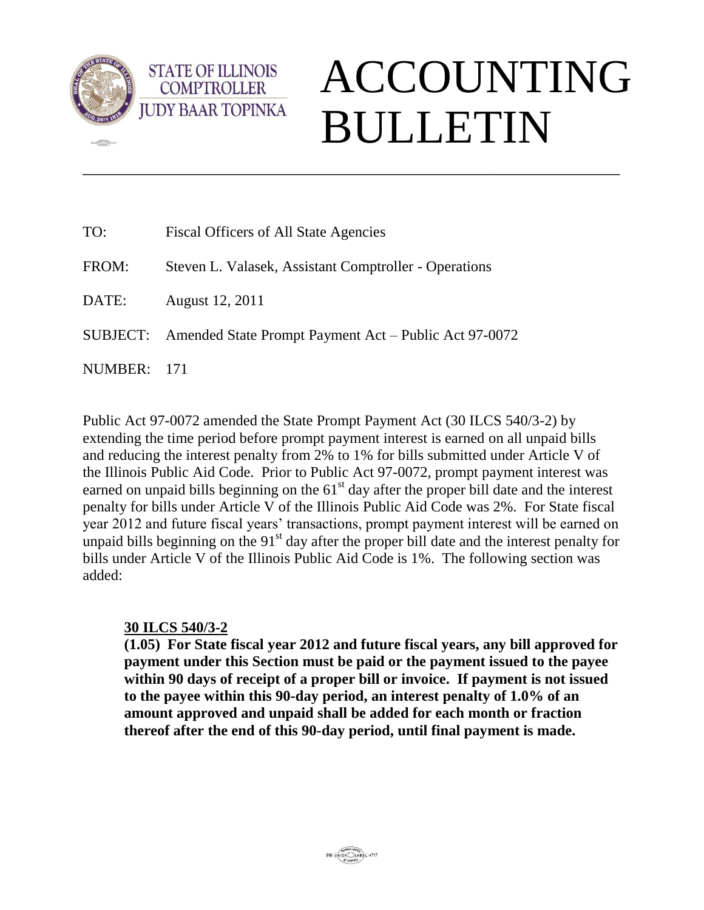STATE OF ILLINOIS
COMPTROLLER
JUDY BAAR TOPINKA

# ACCOUNTING BULLETIN

---

TO: Fiscal Officers of All State Agencies

FROM: Steven L. Valasek, Assistant Comptroller - Operations

DATE: August 12, 2011

SUBJECT: Amended State Prompt Payment Act – Public Act 97-0072

NUMBER: 171

Public Act 97-0072 amended the State Prompt Payment Act (30 ILCS 540/3-2) by extending the time period before prompt payment interest is earned on all unpaid bills and reducing the interest penalty from 2% to 1% for bills submitted under Article V of the Illinois Public Aid Code. Prior to Public Act 97-0072, prompt payment interest was earned on unpaid bills beginning on the 61st day after the proper bill date and the interest penalty for bills under Article V of the Illinois Public Aid Code was 2%. For State fiscal year 2012 and future fiscal years' transactions, prompt payment interest will be earned on unpaid bills beginning on the 91st day after the proper bill date and the interest penalty for bills under Article V of the Illinois Public Aid Code is 1%. The following section was added:

> **<u>30 ILCS 540/3-2</u>**
>
> **(1.05) For State fiscal year 2012 and future fiscal years, any bill approved for payment under this Section must be paid or the payment issued to the payee within 90 days of receipt of a proper bill or invoice. If payment is not issued to the payee within this 90-day period, an interest penalty of 1.0% of an amount approved and unpaid shall be added for each month or fraction thereof after the end of this 90-day period, until final payment is made.**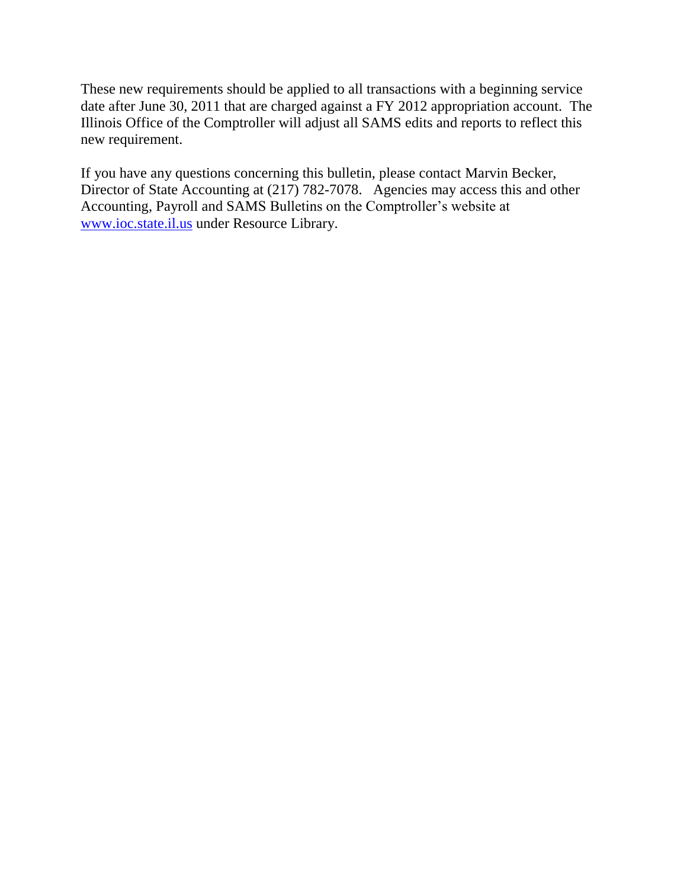These new requirements should be applied to all transactions with a beginning service date after June 30, 2011 that are charged against a FY 2012 appropriation account. The Illinois Office of the Comptroller will adjust all SAMS edits and reports to reflect this new requirement.

If you have any questions concerning this bulletin, please contact Marvin Becker, Director of State Accounting at (217) 782-7078. Agencies may access this and other Accounting, Payroll and SAMS Bulletins on the Comptroller's website at [www.ioc.state.il.us](http://www.ioc.state.il.us) under Resource Library.